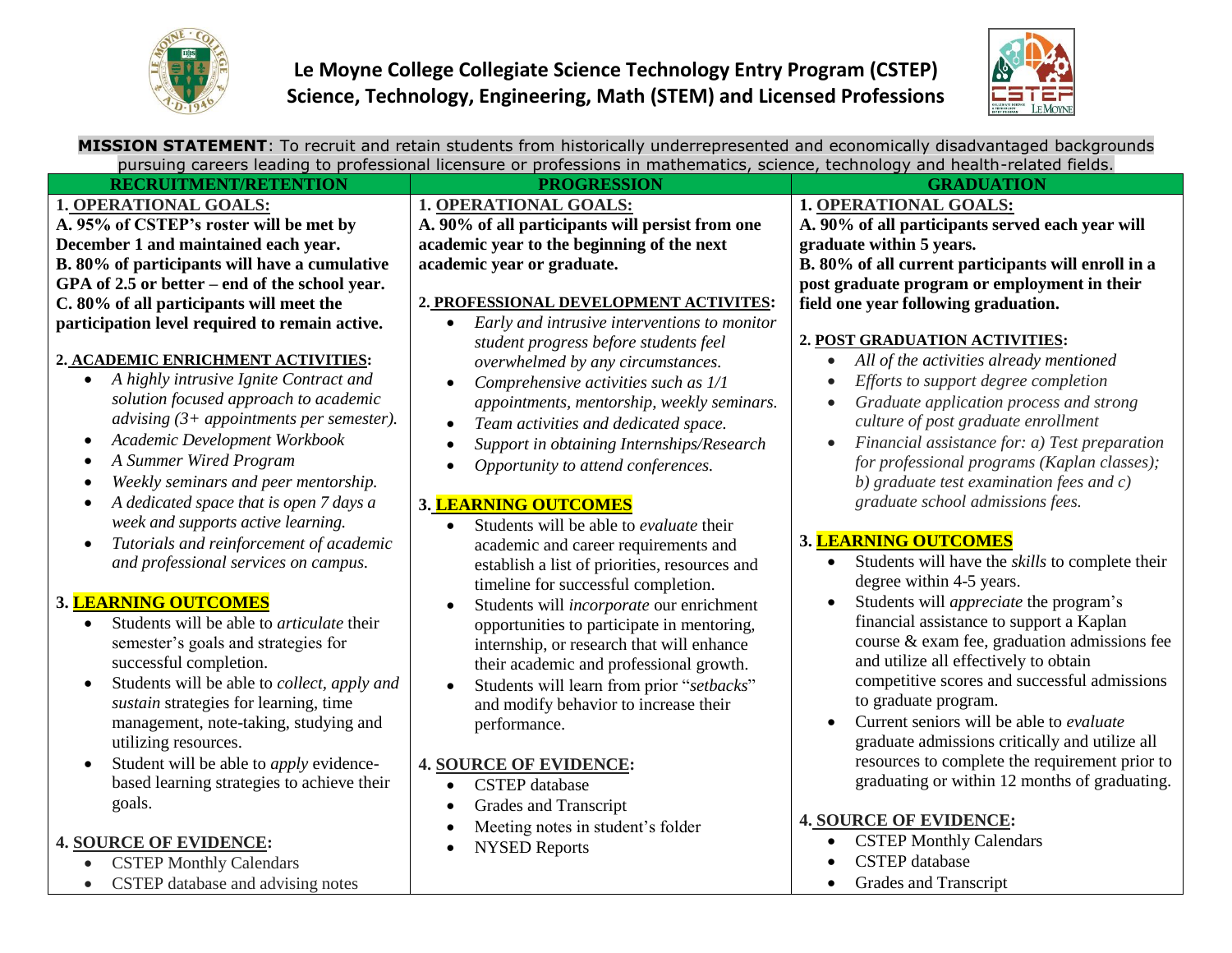# Le Moyne College Collegiate Science Technology Entry Program (CSTEP)
## Science, Technology, Engineering, Math (STEM) and Licensed Professions

**MISSION STATEMENT**: To recruit and retain students from historically underrepresented and economically disadvantaged backgrounds pursuing careers leading to professional licensure or professions in mathematics, science, technology and health-related fields.

## RECRUITMENT/RETENTION

**1. OPERATIONAL GOALS:**

**A. 95% of CSTEP's roster will be met by December 1 and maintained each year.**
**B. 80% of participants will have a cumulative GPA of 2.5 or better – end of the school year.**
**C. 80% of all participants will meet the participation level required to remain active.**

**2. ACADEMIC ENRICHMENT ACTIVITIES:**

- *A highly intrusive Ignite Contract and solution focused approach to academic advising (3+ appointments per semester).*
- *Academic Development Workbook*
- *A Summer Wired Program*
- *Weekly seminars and peer mentorship.*
- *A dedicated space that is open 7 days a week and supports active learning.*
- *Tutorials and reinforcement of academic and professional services on campus.*

**3. LEARNING OUTCOMES**

- Students will be able to *articulate* their semester's goals and strategies for successful completion.
- Students will be able to *collect, apply and sustain* strategies for learning, time management, note-taking, studying and utilizing resources.
- Student will be able to *apply* evidence-based learning strategies to achieve their goals.

**4. SOURCE OF EVIDENCE:**

- CSTEP Monthly Calendars
- CSTEP database and advising notes

## PROGRESSION

**1. OPERATIONAL GOALS:**

**A. 90% of all participants will persist from one academic year to the beginning of the next academic year or graduate.**

**2. PROFESSIONAL DEVELOPMENT ACTIVITES:**

- *Early and intrusive interventions to monitor student progress before students feel overwhelmed by any circumstances.*
- *Comprehensive activities such as 1/1 appointments, mentorship, weekly seminars.*
- *Team activities and dedicated space.*
- *Support in obtaining Internships/Research*
- *Opportunity to attend conferences.*

**3. LEARNING OUTCOMES**

- Students will be able to *evaluate* their academic and career requirements and establish a list of priorities, resources and timeline for successful completion.
- Students will *incorporate* our enrichment opportunities to participate in mentoring, internship, or research that will enhance their academic and professional growth.
- Students will learn from prior "*setbacks*" and modify behavior to increase their performance.

**4. SOURCE OF EVIDENCE:**

- CSTEP database
- Grades and Transcript
- Meeting notes in student's folder
- NYSED Reports

## GRADUATION

**1. OPERATIONAL GOALS:**

**A. 90% of all participants served each year will graduate within 5 years.**
**B. 80% of all current participants will enroll in a post graduate program or employment in their field one year following graduation.**

**2. POST GRADUATION ACTIVITIES:**

- *All of the activities already mentioned*
- *Efforts to support degree completion*
- *Graduate application process and strong culture of post graduate enrollment*
- *Financial assistance for: a) Test preparation for professional programs (Kaplan classes); b) graduate test examination fees and c) graduate school admissions fees.*

**3. LEARNING OUTCOMES**

- Students will have the *skills* to complete their degree within 4-5 years.
- Students will *appreciate* the program's financial assistance to support a Kaplan course & exam fee, graduation admissions fee and utilize all effectively to obtain competitive scores and successful admissions to graduate program.
- Current seniors will be able to *evaluate* graduate admissions critically and utilize all resources to complete the requirement prior to graduating or within 12 months of graduating.

**4. SOURCE OF EVIDENCE:**

- CSTEP Monthly Calendars
- CSTEP database
- Grades and Transcript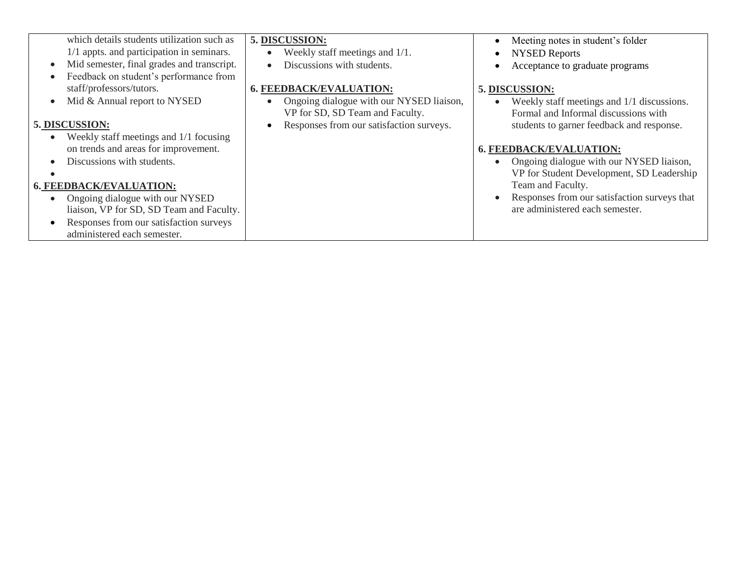| | | |
|---|---|---|
| which details students utilization such as 1/1 appts. and participation in seminars.<br>• Mid semester, final grades and transcript.<br>• Feedback on student's performance from staff/professors/tutors.<br>• Mid & Annual report to NYSED<br><br>**5. DISCUSSION:**<br>• Weekly staff meetings and 1/1 focusing on trends and areas for improvement.<br>• Discussions with students.<br>•<br><br>**6. FEEDBACK/EVALUATION:**<br>• Ongoing dialogue with our NYSED liaison, VP for SD, SD Team and Faculty.<br>• Responses from our satisfaction surveys administered each semester. | **5. DISCUSSION:**<br>• Weekly staff meetings and 1/1.<br>• Discussions with students.<br><br>**6. FEEDBACK/EVALUATION:**<br>• Ongoing dialogue with our NYSED liaison, VP for SD, SD Team and Faculty.<br>• Responses from our satisfaction surveys. | • Meeting notes in student's folder<br>• NYSED Reports<br>• Acceptance to graduate programs<br><br>**5. DISCUSSION:**<br>• Weekly staff meetings and 1/1 discussions. Formal and Informal discussions with students to garner feedback and response.<br><br>**6. FEEDBACK/EVALUATION:**<br>• Ongoing dialogue with our NYSED liaison, VP for Student Development, SD Leadership Team and Faculty.<br>• Responses from our satisfaction surveys that are administered each semester. |